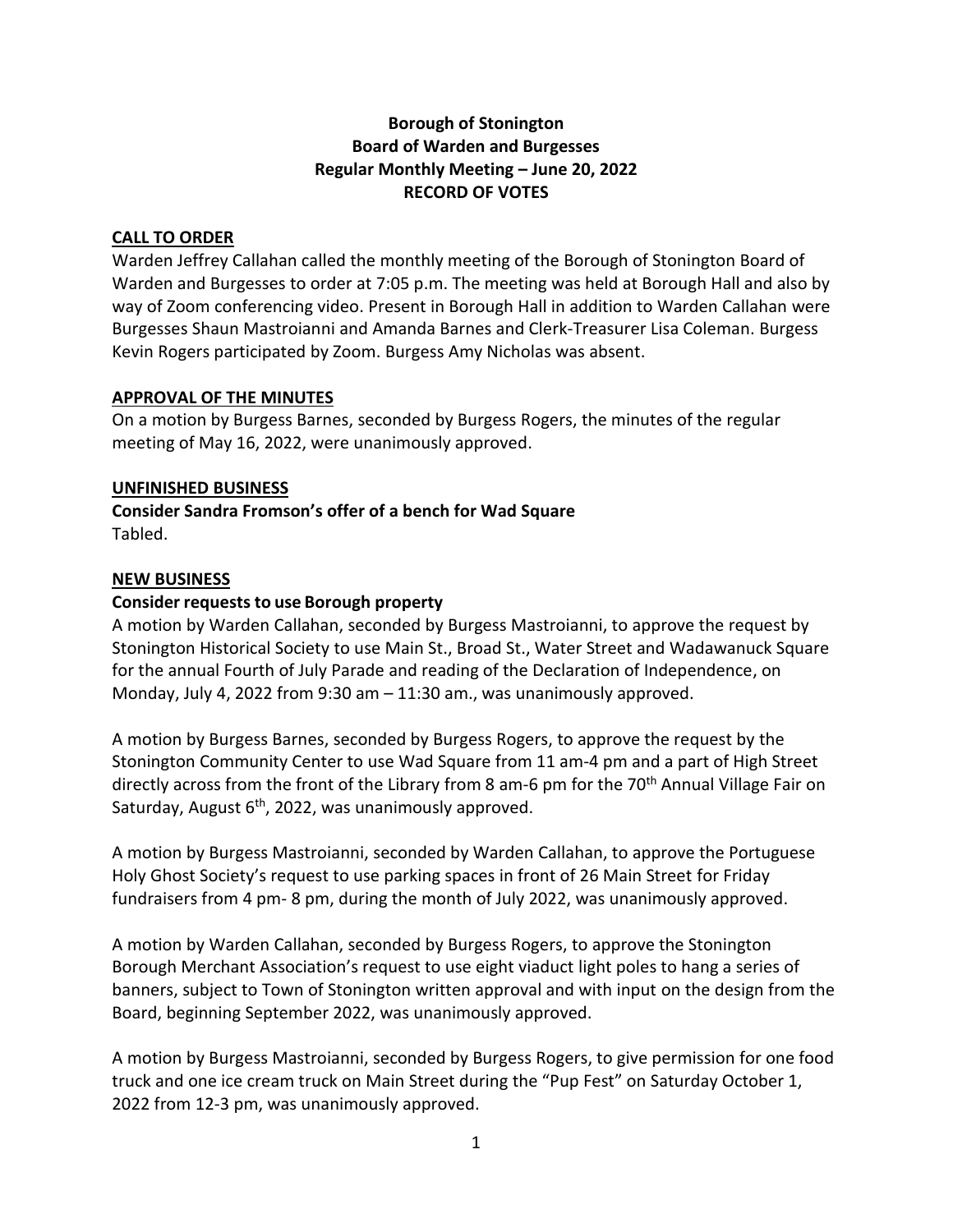# Borough of Stonington
# Board of Warden and Burgesses
# Regular Monthly Meeting – June 20, 2022
# RECORD OF VOTES

## CALL TO ORDER

Warden Jeffrey Callahan called the monthly meeting of the Borough of Stonington Board of Warden and Burgesses to order at 7:05 p.m. The meeting was held at Borough Hall and also by way of Zoom conferencing video. Present in Borough Hall in addition to Warden Callahan were Burgesses Shaun Mastroianni and Amanda Barnes and Clerk-Treasurer Lisa Coleman. Burgess Kevin Rogers participated by Zoom. Burgess Amy Nicholas was absent.

## APPROVAL OF THE MINUTES

On a motion by Burgess Barnes, seconded by Burgess Rogers, the minutes of the regular meeting of May 16, 2022, were unanimously approved.

## UNFINISHED BUSINESS

**Consider Sandra Fromson's offer of a bench for Wad Square**

Tabled.

## NEW BUSINESS

**Consider requests to use Borough property**

A motion by Warden Callahan, seconded by Burgess Mastroianni, to approve the request by Stonington Historical Society to use Main St., Broad St., Water Street and Wadawanuck Square for the annual Fourth of July Parade and reading of the Declaration of Independence, on Monday, July 4, 2022 from 9:30 am – 11:30 am., was unanimously approved.

A motion by Burgess Barnes, seconded by Burgess Rogers, to approve the request by the Stonington Community Center to use Wad Square from 11 am-4 pm and a part of High Street directly across from the front of the Library from 8 am-6 pm for the 70th Annual Village Fair on Saturday, August 6th, 2022, was unanimously approved.

A motion by Burgess Mastroianni, seconded by Warden Callahan, to approve the Portuguese Holy Ghost Society's request to use parking spaces in front of 26 Main Street for Friday fundraisers from 4 pm- 8 pm, during the month of July 2022, was unanimously approved.

A motion by Warden Callahan, seconded by Burgess Rogers, to approve the Stonington Borough Merchant Association's request to use eight viaduct light poles to hang a series of banners, subject to Town of Stonington written approval and with input on the design from the Board, beginning September 2022, was unanimously approved.

A motion by Burgess Mastroianni, seconded by Burgess Rogers, to give permission for one food truck and one ice cream truck on Main Street during the "Pup Fest" on Saturday October 1, 2022 from 12-3 pm, was unanimously approved.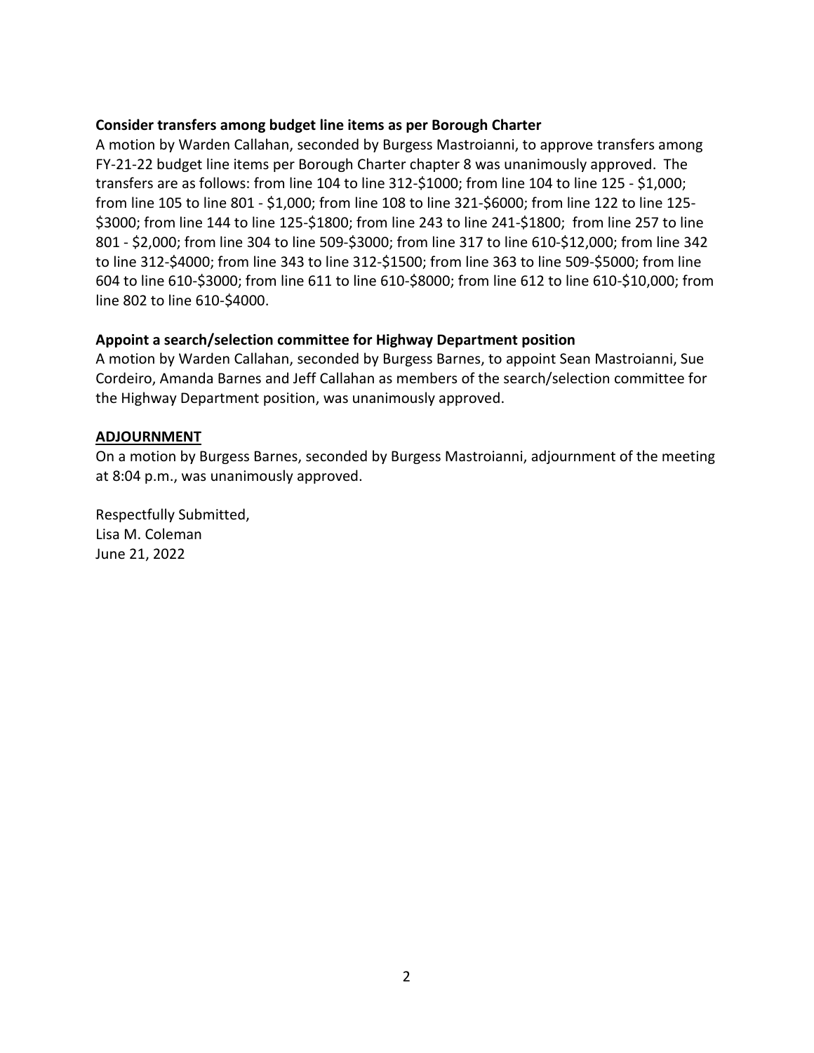**Consider transfers among budget line items as per Borough Charter**

A motion by Warden Callahan, seconded by Burgess Mastroianni, to approve transfers among FY-21-22 budget line items per Borough Charter chapter 8 was unanimously approved. The transfers are as follows: from line 104 to line 312-$1000; from line 104 to line 125 - $1,000; from line 105 to line 801 - $1,000; from line 108 to line 321-$6000; from line 122 to line 125-$3000; from line 144 to line 125-$1800; from line 243 to line 241-$1800; from line 257 to line 801 - $2,000; from line 304 to line 509-$3000; from line 317 to line 610-$12,000; from line 342 to line 312-$4000; from line 343 to line 312-$1500; from line 363 to line 509-$5000; from line 604 to line 610-$3000; from line 611 to line 610-$8000; from line 612 to line 610-$10,000; from line 802 to line 610-$4000.

**Appoint a search/selection committee for Highway Department position**

A motion by Warden Callahan, seconded by Burgess Barnes, to appoint Sean Mastroianni, Sue Cordeiro, Amanda Barnes and Jeff Callahan as members of the search/selection committee for the Highway Department position, was unanimously approved.

**ADJOURNMENT**

On a motion by Burgess Barnes, seconded by Burgess Mastroianni, adjournment of the meeting at 8:04 p.m., was unanimously approved.

Respectfully Submitted,
Lisa M. Coleman
June 21, 2022